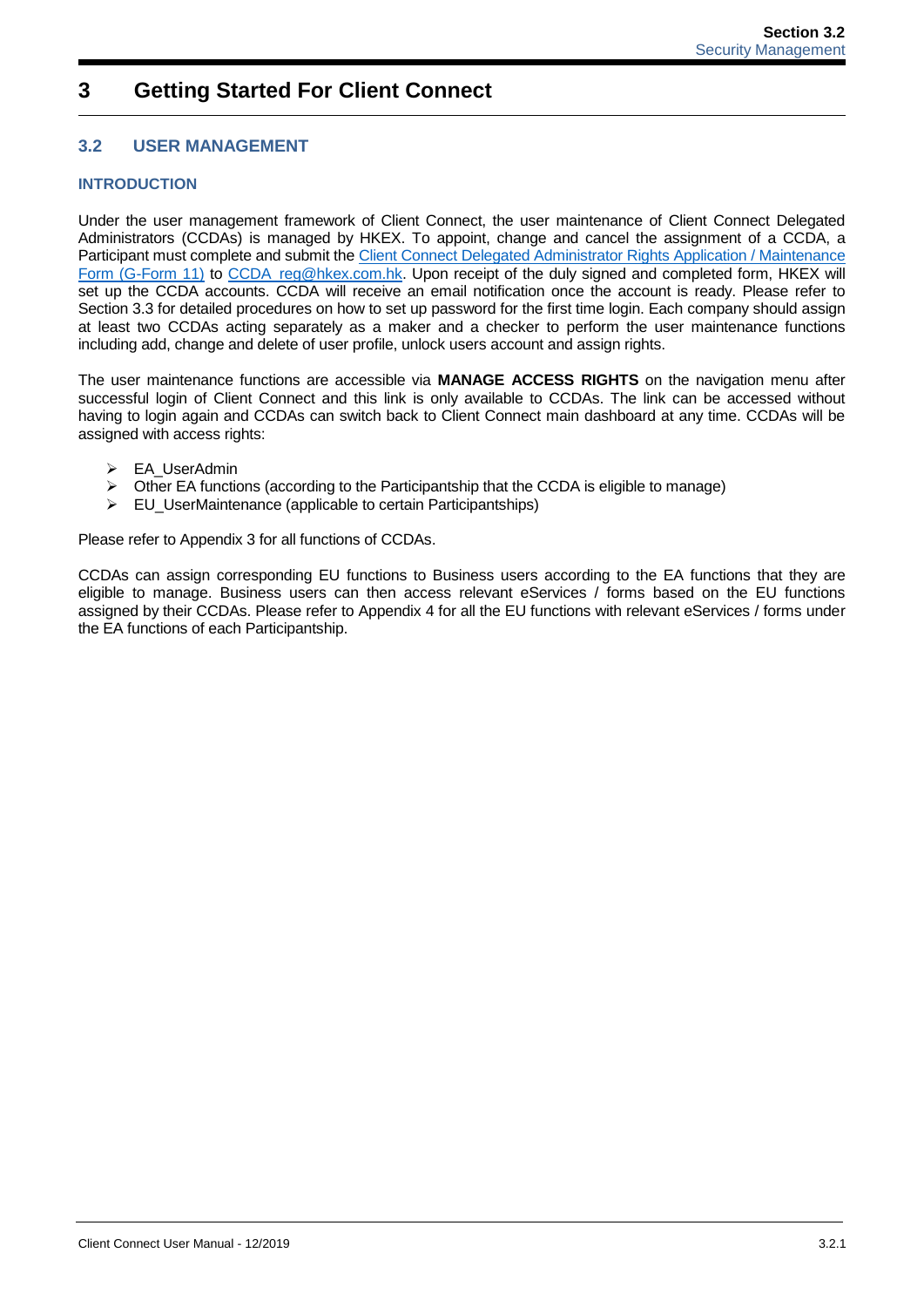# 3 Getting Started For Client Connect

## 3.2 USER MANAGEMENT

### INTRODUCTION

Under the user management framework of Client Connect, the user maintenance of Client Connect Delegated Administrators (CCDAs) is managed by HKEX. To appoint, change and cancel the assignment of a CCDA, a Participant must complete and submit the [Client Connect Delegated Administrator Rights Application / Maintenance Form (G-Form 11)]() to [CCDA_reg@hkex.com.hk](mailto:CCDA_reg@hkex.com.hk). Upon receipt of the duly signed and completed form, HKEX will set up the CCDA accounts. CCDA will receive an email notification once the account is ready. Please refer to Section 3.3 for detailed procedures on how to set up password for the first time login. Each company should assign at least two CCDAs acting separately as a maker and a checker to perform the user maintenance functions including add, change and delete of user profile, unlock users account and assign rights.

The user maintenance functions are accessible via **MANAGE ACCESS RIGHTS** on the navigation menu after successful login of Client Connect and this link is only available to CCDAs. The link can be accessed without having to login again and CCDAs can switch back to Client Connect main dashboard at any time. CCDAs will be assigned with access rights:

- EA_UserAdmin
- Other EA functions (according to the Participantship that the CCDA is eligible to manage)
- EU_UserMaintenance (applicable to certain Participantships)

Please refer to Appendix 3 for all functions of CCDAs.

CCDAs can assign corresponding EU functions to Business users according to the EA functions that they are eligible to manage. Business users can then access relevant eServices / forms based on the EU functions assigned by their CCDAs. Please refer to Appendix 4 for all the EU functions with relevant eServices / forms under the EA functions of each Participantship.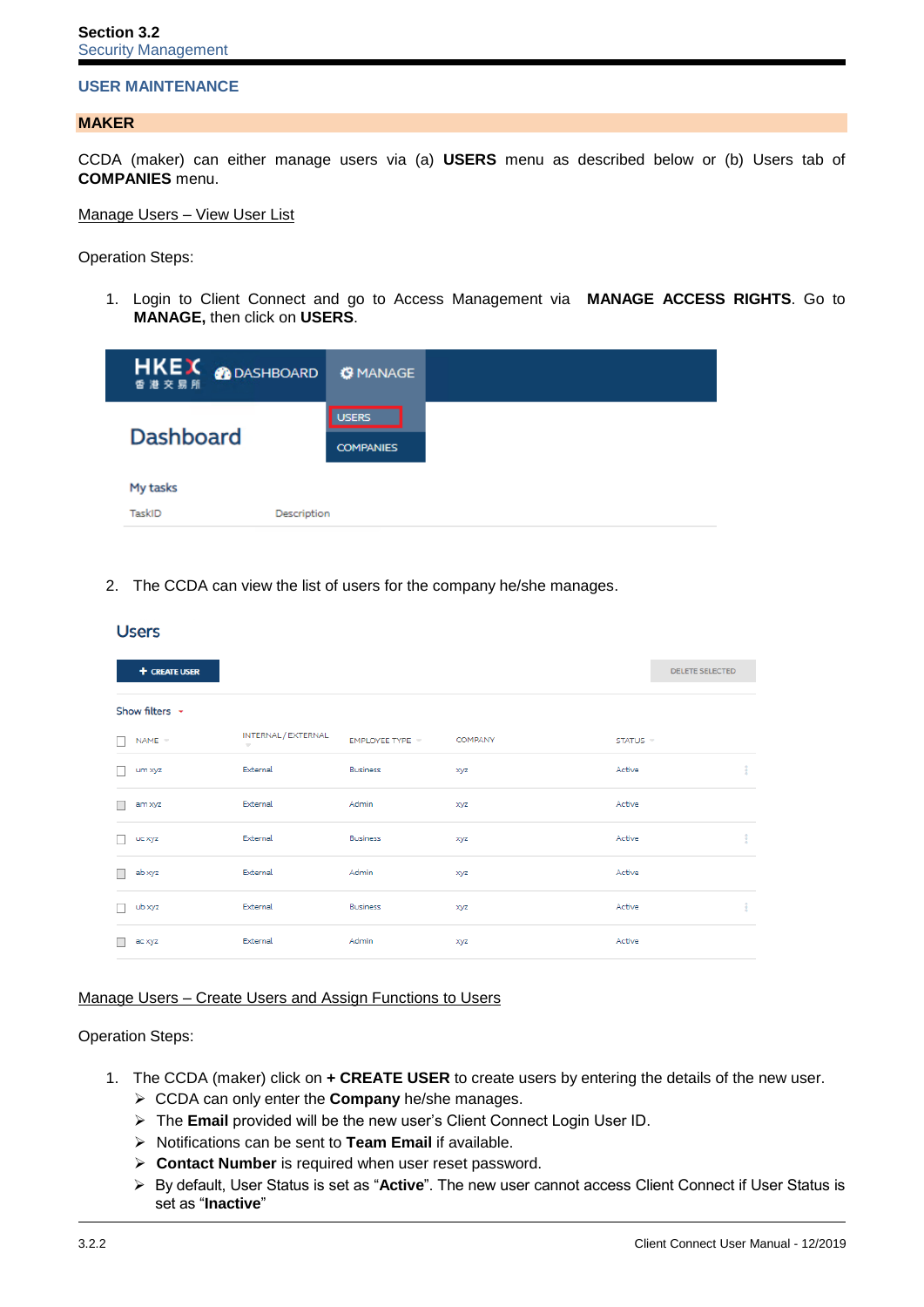**Section 3.2**
Security Management

## USER MAINTENANCE

### MAKER

CCDA (maker) can either manage users via (a) **USERS** menu as described below or (b) Users tab of **COMPANIES** menu.

Manage Users – View User List

Operation Steps:

1. Login to Client Connect and go to Access Management via **MANAGE ACCESS RIGHTS**. Go to **MANAGE,** then click on **USERS**.

2. The CCDA can view the list of users for the company he/she manages.

Manage Users – Create Users and Assign Functions to Users

Operation Steps:

1. The CCDA (maker) click on **+ CREATE USER** to create users by entering the details of the new user.
   - CCDA can only enter the **Company** he/she manages.
   - The **Email** provided will be the new user's Client Connect Login User ID.
   - Notifications can be sent to **Team Email** if available.
   - **Contact Number** is required when user reset password.
   - By default, User Status is set as "**Active**". The new user cannot access Client Connect if User Status is set as "**Inactive**"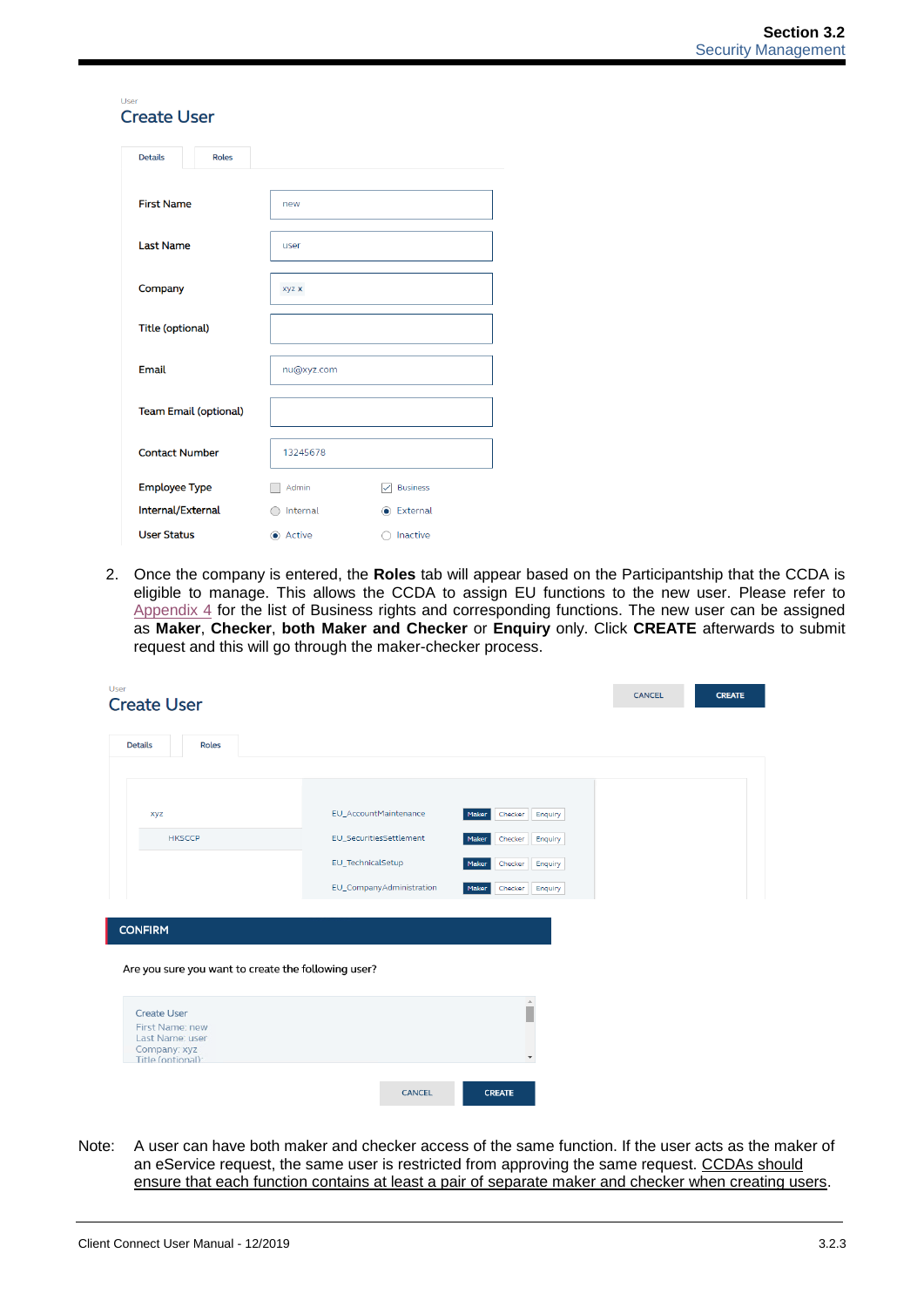User

## Create User

Details | Roles

| | |
|---|---|
| First Name | new |
| Last Name | user |
| Company | xyz x |
| Title (optional) | |
| Email | nu@xyz.com |
| Team Email (optional) | |
| Contact Number | 13245678 |
| Employee Type | ☐ Admin ☑ Business |
| Internal/External | ○ Internal ◉ External |
| User Status | ◉ Active ○ Inactive |

2. Once the company is entered, the **Roles** tab will appear based on the Participantship that the CCDA is eligible to manage. This allows the CCDA to assign EU functions to the new user. Please refer to Appendix 4 for the list of Business rights and corresponding functions. The new user can be assigned as **Maker**, **Checker**, **both Maker and Checker** or **Enquiry** only. Click **CREATE** afterwards to submit request and this will go through the maker-checker process.

User

## Create User

CANCEL CREATE

Details | Roles

| | | | | |
|---|---|---|---|---|
| xyz | EU_AccountMaintenance | Maker | Checker | Enquiry |
| HKSCCP | EU_SecuritiesSettlement | Maker | Checker | Enquiry |
| | EU_TechnicalSetup | Maker | Checker | Enquiry |
| | EU_CompanyAdministration | Maker | Checker | Enquiry |

**CONFIRM**

Are you sure you want to create the following user?

Create User
First Name: new
Last Name: user
Company: xyz
Title (optional):

CANCEL CREATE

Note: A user can have both maker and checker access of the same function. If the user acts as the maker of an eService request, the same user is restricted from approving the same request. CCDAs should ensure that each function contains at least a pair of separate maker and checker when creating users.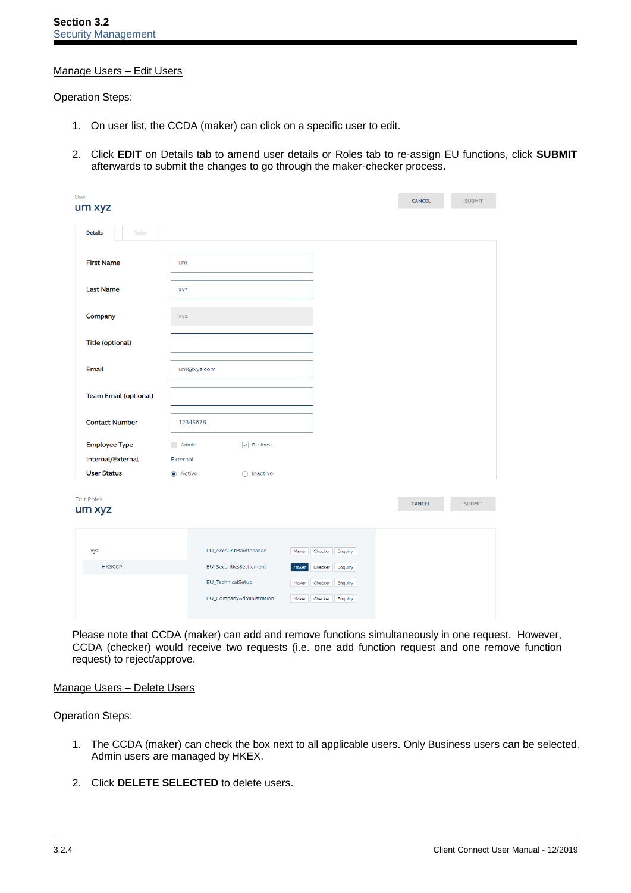## Manage Users – Edit Users

Operation Steps:

1. On user list, the CCDA (maker) can click on a specific user to edit.

2. Click **EDIT** on Details tab to amend user details or Roles tab to re-assign EU functions, click **SUBMIT** afterwards to submit the changes to go through the maker-checker process.

Please note that CCDA (maker) can add and remove functions simultaneously in one request. However, CCDA (checker) would receive two requests (i.e. one add function request and one remove function request) to reject/approve.

## Manage Users – Delete Users

Operation Steps:

1. The CCDA (maker) can check the box next to all applicable users. Only Business users can be selected. Admin users are managed by HKEX.

2. Click **DELETE SELECTED** to delete users.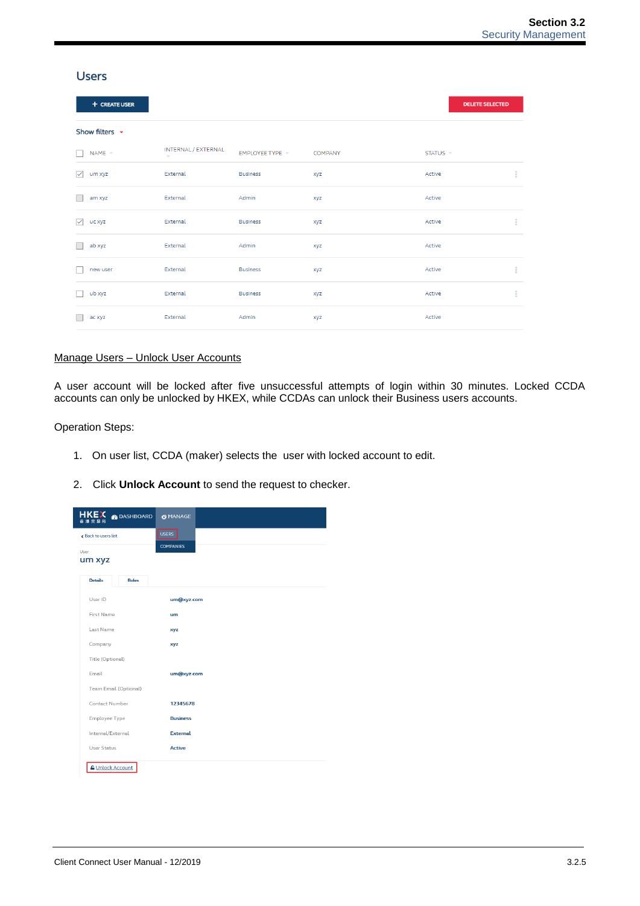Users

+ CREATE USER | DELETE SELECTED

Show filters

| | NAME | INTERNAL / EXTERNAL | EMPLOYEE TYPE | COMPANY | STATUS |
|---|---|---|---|---|---|
| ☑ | um xyz | External | Business | xyz | Active |
| ☐ | am xyz | External | Admin | xyz | Active |
| ☑ | uc xyz | External | Business | xyz | Active |
| ☐ | ab xyz | External | Admin | xyz | Active |
| ☐ | new user | External | Business | xyz | Active |
| ☐ | ub xyz | External | Business | xyz | Active |
| ☐ | ac xyz | External | Admin | xyz | Active |

<u>Manage Users – Unlock User Accounts</u>

A user account will be locked after five unsuccessful attempts of login within 30 minutes. Locked CCDA accounts can only be unlocked by HKEX, while CCDAs can unlock their Business users accounts.

Operation Steps:

1. On user list, CCDA (maker) selects the user with locked account to edit.

2. Click **Unlock Account** to send the request to checker.

HKEX DASHBOARD | MANAGE | USERS | COMPANIES

Back to users list

User
um xyz

Details | Roles

| | |
|---|---|
| User ID | um@xyz.com |
| First Name | um |
| Last Name | xyz |
| Company | xyz |
| Title (Optional) | |
| Email | um@xyz.com |
| Team Email (Optional) | |
| Contact Number | 12345678 |
| Employee Type | Business |
| Internal/External | External |
| User Status | Active |

Unlock Account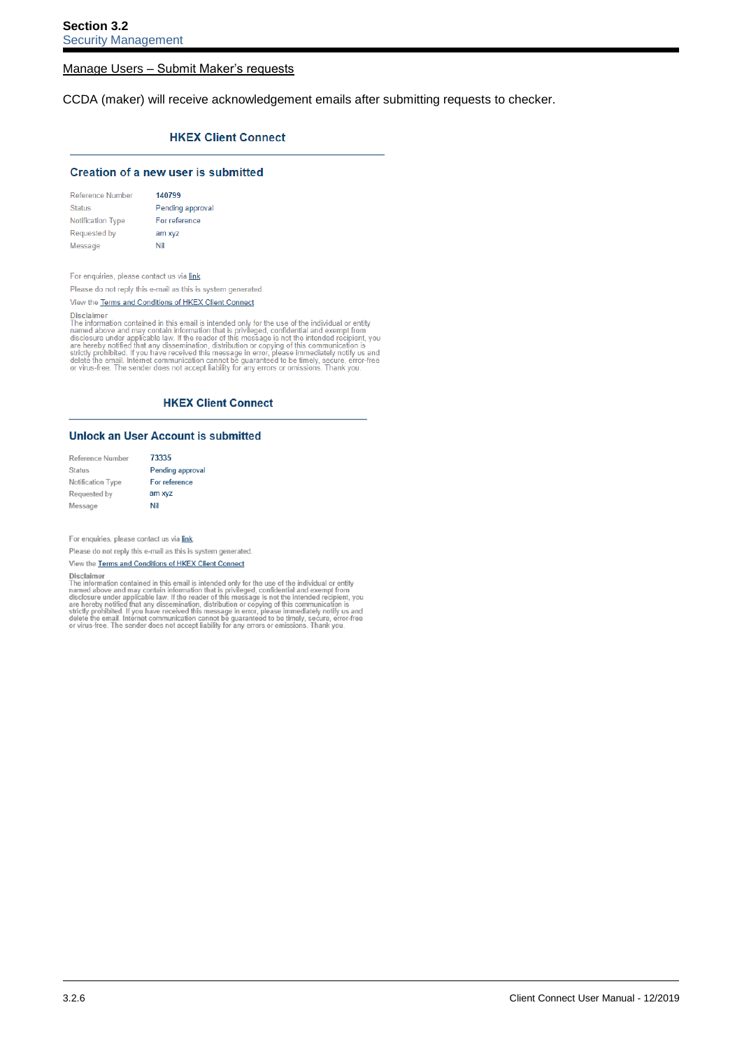Manage Users – Submit Maker's requests

CCDA (maker) will receive acknowledgement emails after submitting requests to checker.

**HKEX Client Connect**

**Creation of a new user is submitted**

| | |
|---|---|
| Reference Number | 140799 |
| Status | Pending approval |
| Notification Type | For reference |
| Requested by | am xyz |
| Message | Nil |

For enquiries, please contact us via link

Please do not reply this e-mail as this is system generated.

View the Terms and Conditions of HKEX Client Connect

Disclaimer
The information contained in this email is intended only for the use of the individual or entity named above and may contain information that is privileged, confidential and exempt from disclosure under applicable law. If the reader of this message is not the intended recipient, you are hereby notified that any dissemination, distribution or copying of this communication is strictly prohibited. If you have received this message in error, please immediately notify us and delete the email. Internet communication cannot be guaranteed to be timely, secure, error-free or virus-free. The sender does not accept liability for any errors or omissions. Thank you.

**HKEX Client Connect**

**Unlock an User Account is submitted**

| | |
|---|---|
| Reference Number | 73335 |
| Status | Pending approval |
| Notification Type | For reference |
| Requested by | am xyz |
| Message | Nil |

For enquiries, please contact us via link

Please do not reply this e-mail as this is system generated.

View the Terms and Conditions of HKEX Client Connect

Disclaimer
The information contained in this email is intended only for the use of the individual or entity named above and may contain information that is privileged, confidential and exempt from disclosure under applicable law. If the reader of this message is not the intended recipient, you are hereby notified that any dissemination, distribution or copying of this communication is strictly prohibited. If you have received this message in error, please immediately notify us and delete the email. Internet communication cannot be guaranteed to be timely, secure, error-free or virus-free. The sender does not accept liability for any errors or omissions. Thank you.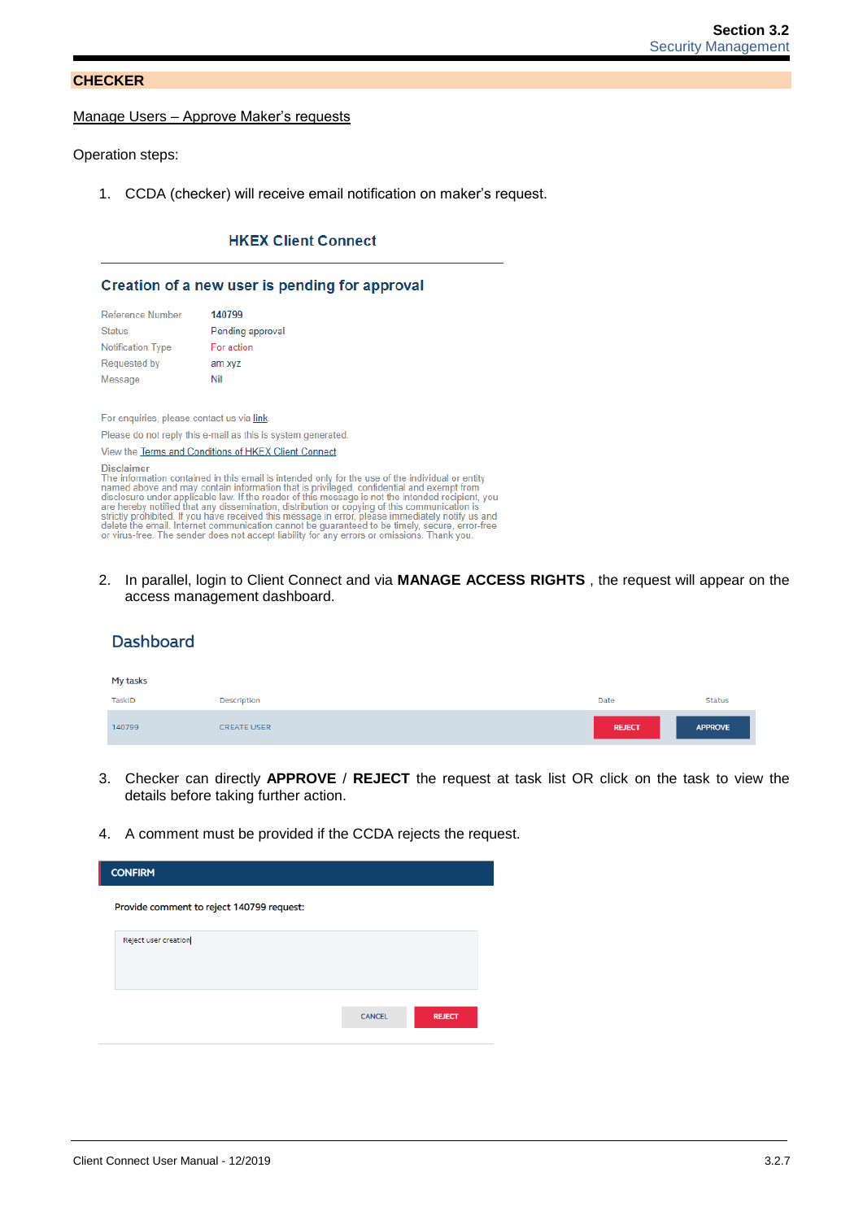## CHECKER

Manage Users – Approve Maker's requests

Operation steps:

1. CCDA (checker) will receive email notification on maker's request.

**HKEX Client Connect**

**Creation of a new user is pending for approval**

| | |
|---|---|
| Reference Number | 140799 |
| Status | Pending approval |
| Notification Type | For action |
| Requested by | am xyz |
| Message | Nil |

For enquiries, please contact us via link.

Please do not reply this e-mail as this is system generated.

View the Terms and Conditions of HKEX Client Connect

Disclaimer
The information contained in this email is intended only for the use of the individual or entity named above and may contain information that is privileged, confidential and exempt from disclosure under applicable law. If the reader of this message is not the intended recipient, you are hereby notified that any dissemination, distribution or copying of this communication is strictly prohibited. If you have received this message in error, please immediately notify us and delete the email. Internet communication cannot be guaranteed to be timely, secure, error-free or virus-free. The sender does not accept liability for any errors or omissions. Thank you.

2. In parallel, login to Client Connect and via **MANAGE ACCESS RIGHTS** , the request will appear on the access management dashboard.

**Dashboard**

My tasks

| TaskID | Description | Date | Status |
|---|---|---|---|
| 140799 | CREATE USER | REJECT | APPROVE |

3. Checker can directly **APPROVE** / **REJECT** the request at task list OR click on the task to view the details before taking further action.

4. A comment must be provided if the CCDA rejects the request.

**CONFIRM**

Provide comment to reject 140799 request:

Reject user creation

CANCEL REJECT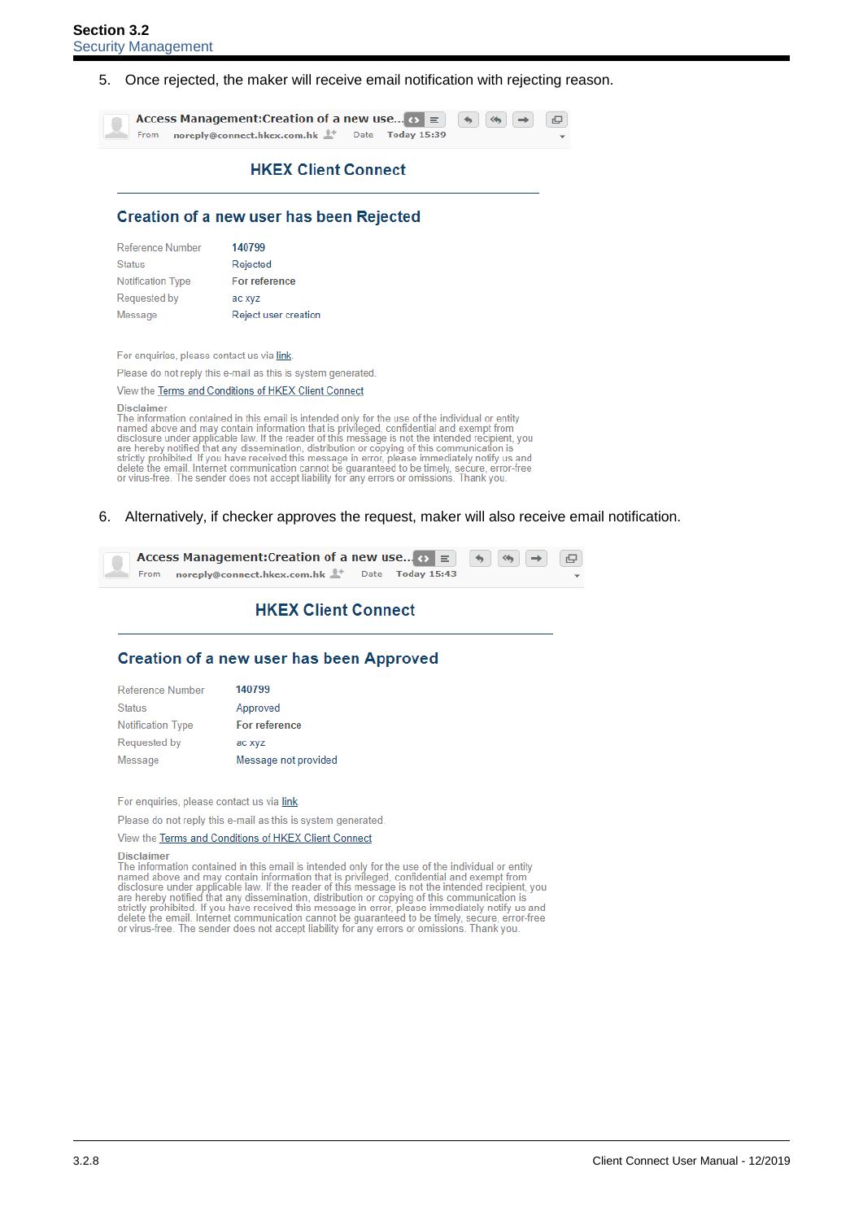5. Once rejected, the maker will receive email notification with rejecting reason.

Access Management:Creation of a new use...

From noreply@connect.hkex.com.hk Date Today 15:39

## HKEX Client Connect

### Creation of a new user has been Rejected

| | |
|---|---|
| Reference Number | 140799 |
| Status | Rejected |
| Notification Type | For reference |
| Requested by | ac xyz |
| Message | Reject user creation |

For enquiries, please contact us via link.

Please do not reply this e-mail as this is system generated.

View the Terms and Conditions of HKEX Client Connect

Disclaimer
The information contained in this email is intended only for the use of the individual or entity named above and may contain information that is privileged, confidential and exempt from disclosure under applicable law. If the reader of this message is not the intended recipient, you are hereby notified that any dissemination, distribution or copying of this communication is strictly prohibited. If you have received this message in error, please immediately notify us and delete the email. Internet communication cannot be guaranteed to be timely, secure, error-free or virus-free. The sender does not accept liability for any errors or omissions. Thank you.

6. Alternatively, if checker approves the request, maker will also receive email notification.

Access Management:Creation of a new use...

From noreply@connect.hkex.com.hk Date Today 15:43

## HKEX Client Connect

### Creation of a new user has been Approved

| | |
|---|---|
| Reference Number | 140799 |
| Status | Approved |
| Notification Type | For reference |
| Requested by | ac xyz |
| Message | Message not provided |

For enquiries, please contact us via link

Please do not reply this e-mail as this is system generated.

View the Terms and Conditions of HKEX Client Connect

Disclaimer
The information contained in this email is intended only for the use of the individual or entity named above and may contain information that is privileged, confidential and exempt from disclosure under applicable law. If the reader of this message is not the intended recipient, you are hereby notified that any dissemination, distribution or copying of this communication is strictly prohibited. If you have received this message in error, please immediately notify us and delete the email. Internet communication cannot be guaranteed to be timely, secure, error-free or virus-free. The sender does not accept liability for any errors or omissions. Thank you.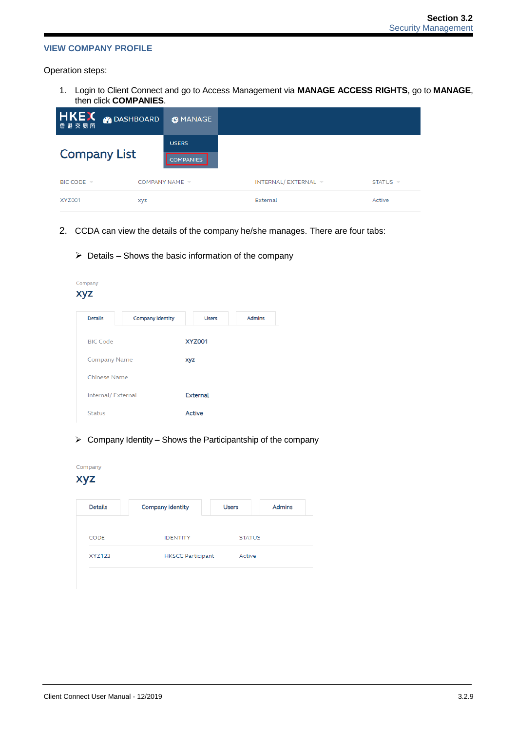## VIEW COMPANY PROFILE

Operation steps:

1. Login to Client Connect and go to Access Management via **MANAGE ACCESS RIGHTS**, go to **MANAGE**, then click **COMPANIES**.

HKEX 香港交易所 | DASHBOARD | MANAGE

USERS
COMPANIES

Company List

| BIC CODE | COMPANY NAME | INTERNAL/ EXTERNAL | STATUS |
|---|---|---|---|
| XYZ001 | xyz | External | Active |

2. CCDA can view the details of the company he/she manages. There are four tabs:

   ➢ Details – Shows the basic information of the company

Company

xyz

Details | Company identity | Users | Admins

| | |
|---|---|
| BIC Code | XYZ001 |
| Company Name | xyz |
| Chinese Name | |
| Internal/ External | External |
| Status | Active |

   ➢ Company Identity – Shows the Participantship of the company

Company

xyz

Details | Company identity | Users | Admins

| CODE | IDENTITY | STATUS |
|---|---|---|
| XYZ123 | HKSCC Participant | Active |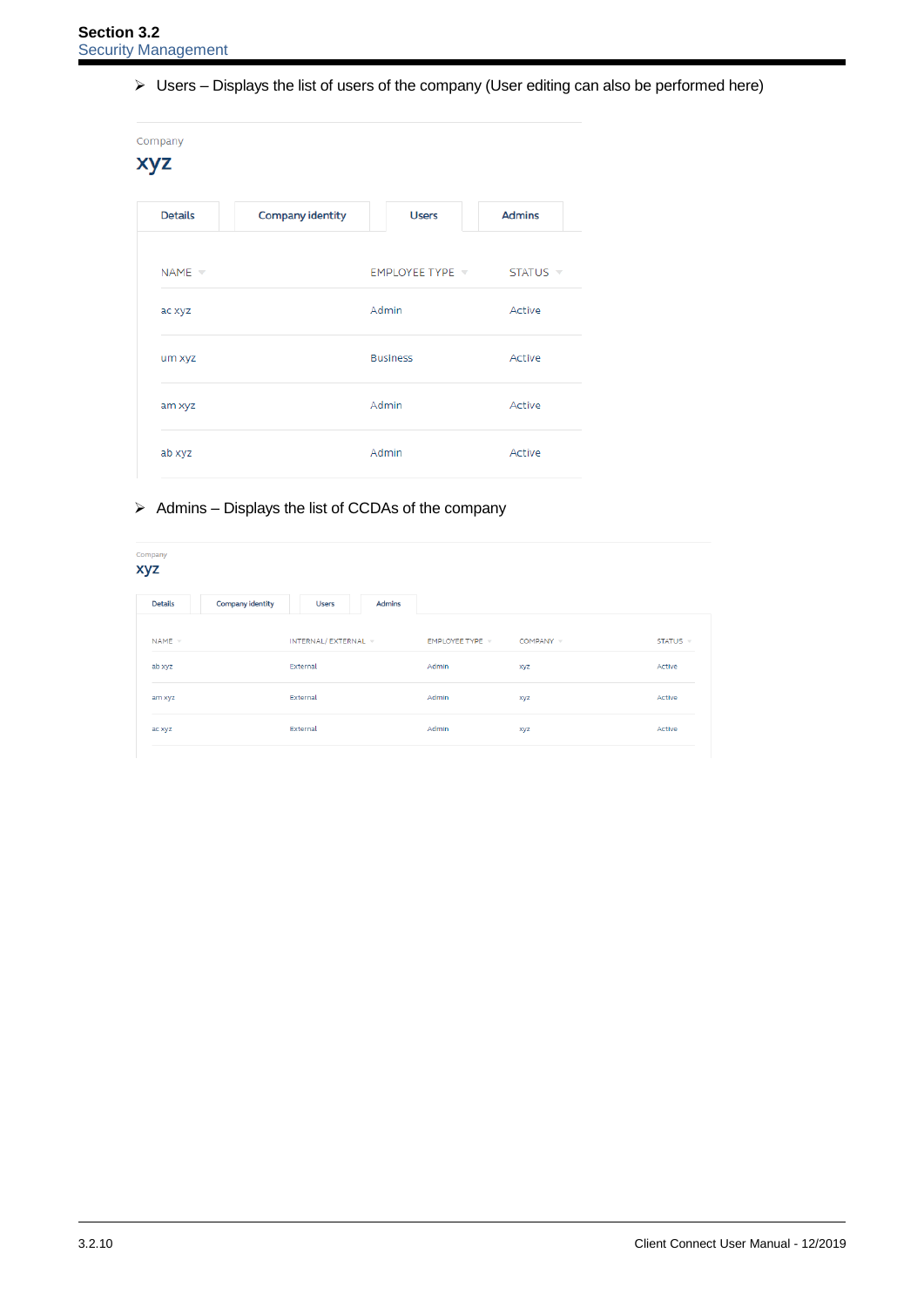- Users – Displays the list of users of the company (User editing can also be performed here)

Company

**xyz**

Details | Company identity | Users | Admins

| NAME | EMPLOYEE TYPE | STATUS |
| --- | --- | --- |
| ac xyz | Admin | Active |
| um xyz | Business | Active |
| am xyz | Admin | Active |
| ab xyz | Admin | Active |

- Admins – Displays the list of CCDAs of the company

Company

**xyz**

Details | Company identity | Users | Admins

| NAME | INTERNAL/ EXTERNAL | EMPLOYEE TYPE | COMPANY | STATUS |
| --- | --- | --- | --- | --- |
| ab xyz | External | Admin | xyz | Active |
| am xyz | External | Admin | xyz | Active |
| ac xyz | External | Admin | xyz | Active |